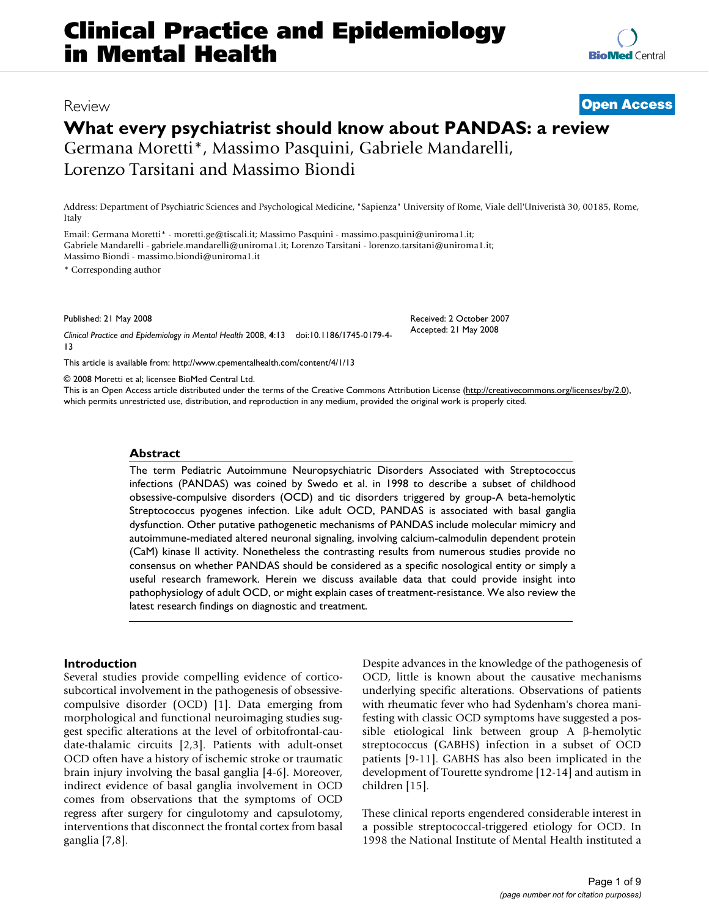# What every psychiatrist should know about PANDAS: a review

Review

**Open Access**

Germana Moretti*, Massimo Pasquini, Gabriele Mandarelli, Lorenzo Tarsitani and Massimo Biondi

Address: Department of Psychiatric Sciences and Psychological Medicine, "Sapienza" University of Rome, Viale dell'Univeristà 30, 00185, Rome, Italy

Email: Germana Moretti* - moretti.ge@tiscali.it; Massimo Pasquini - massimo.pasquini@uniroma1.it; Gabriele Mandarelli - gabriele.mandarelli@uniroma1.it; Lorenzo Tarsitani - lorenzo.tarsitani@uniroma1.it; Massimo Biondi - massimo.biondi@uniroma1.it

\* Corresponding author

Published: 21 May 2008

*Clinical Practice and Epidemiology in Mental Health* 2008, **4**:13 doi:10.1186/1745-0179-4-13

Received: 2 October 2007
Accepted: 21 May 2008

This article is available from: http://www.cpementalhealth.com/content/4/1/13

© 2008 Moretti et al; licensee BioMed Central Ltd.
This is an Open Access article distributed under the terms of the Creative Commons Attribution License (http://creativecommons.org/licenses/by/2.0), which permits unrestricted use, distribution, and reproduction in any medium, provided the original work is properly cited.

## Abstract

The term Pediatric Autoimmune Neuropsychiatric Disorders Associated with Streptococcus infections (PANDAS) was coined by Swedo et al. in 1998 to describe a subset of childhood obsessive-compulsive disorders (OCD) and tic disorders triggered by group-A beta-hemolytic Streptococcus pyogenes infection. Like adult OCD, PANDAS is associated with basal ganglia dysfunction. Other putative pathogenetic mechanisms of PANDAS include molecular mimicry and autoimmune-mediated altered neuronal signaling, involving calcium-calmodulin dependent protein (CaM) kinase II activity. Nonetheless the contrasting results from numerous studies provide no consensus on whether PANDAS should be considered as a specific nosological entity or simply a useful research framework. Herein we discuss available data that could provide insight into pathophysiology of adult OCD, or might explain cases of treatment-resistance. We also review the latest research findings on diagnostic and treatment.

## Introduction

Several studies provide compelling evidence of cortico-subcortical involvement in the pathogenesis of obsessive-compulsive disorder (OCD) [1]. Data emerging from morphological and functional neuroimaging studies suggest specific alterations at the level of orbitofrontal-caudate-thalamic circuits [2,3]. Patients with adult-onset OCD often have a history of ischemic stroke or traumatic brain injury involving the basal ganglia [4-6]. Moreover, indirect evidence of basal ganglia involvement in OCD comes from observations that the symptoms of OCD regress after surgery for cingulotomy and capsulotomy, interventions that disconnect the frontal cortex from basal ganglia [7,8].

Despite advances in the knowledge of the pathogenesis of OCD, little is known about the causative mechanisms underlying specific alterations. Observations of patients with rheumatic fever who had Sydenham's chorea manifesting with classic OCD symptoms have suggested a possible etiological link between group A β-hemolytic streptococcus (GABHS) infection in a subset of OCD patients [9-11]. GABHS has also been implicated in the development of Tourette syndrome [12-14] and autism in children [15].

These clinical reports engendered considerable interest in a possible streptococcal-triggered etiology for OCD. In 1998 the National Institute of Mental Health instituted a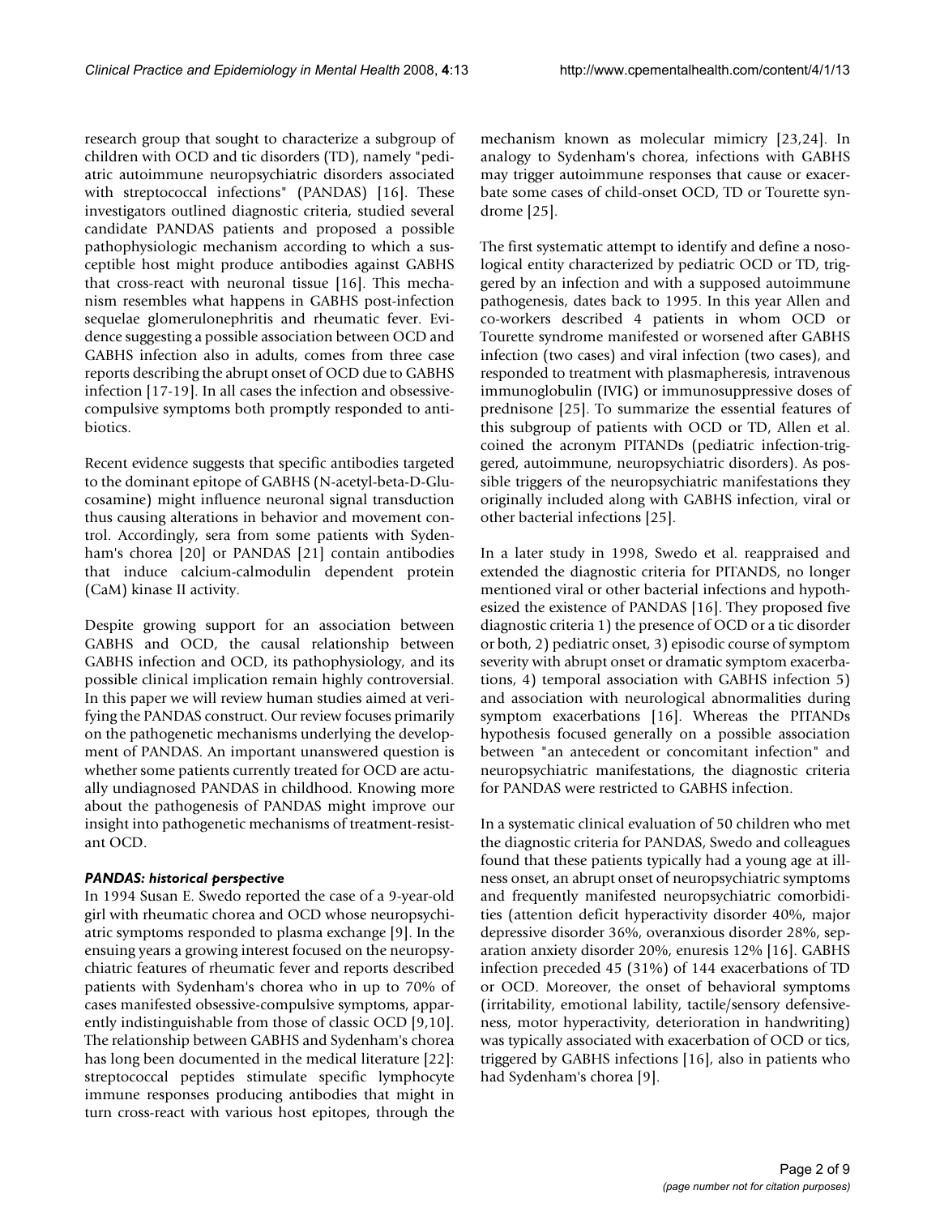research group that sought to characterize a subgroup of children with OCD and tic disorders (TD), namely "pediatric autoimmune neuropsychiatric disorders associated with streptococcal infections" (PANDAS) [16]. These investigators outlined diagnostic criteria, studied several candidate PANDAS patients and proposed a possible pathophysiologic mechanism according to which a susceptible host might produce antibodies against GABHS that cross-react with neuronal tissue [16]. This mechanism resembles what happens in GABHS post-infection sequelae glomerulonephritis and rheumatic fever. Evidence suggesting a possible association between OCD and GABHS infection also in adults, comes from three case reports describing the abrupt onset of OCD due to GABHS infection [17-19]. In all cases the infection and obsessive-compulsive symptoms both promptly responded to antibiotics.

Recent evidence suggests that specific antibodies targeted to the dominant epitope of GABHS (N-acetyl-beta-D-Glucosamine) might influence neuronal signal transduction thus causing alterations in behavior and movement control. Accordingly, sera from some patients with Sydenham's chorea [20] or PANDAS [21] contain antibodies that induce calcium-calmodulin dependent protein (CaM) kinase II activity.

Despite growing support for an association between GABHS and OCD, the causal relationship between GABHS infection and OCD, its pathophysiology, and its possible clinical implication remain highly controversial. In this paper we will review human studies aimed at verifying the PANDAS construct. Our review focuses primarily on the pathogenetic mechanisms underlying the development of PANDAS. An important unanswered question is whether some patients currently treated for OCD are actually undiagnosed PANDAS in childhood. Knowing more about the pathogenesis of PANDAS might improve our insight into pathogenetic mechanisms of treatment-resistant OCD.

### *PANDAS: historical perspective*

In 1994 Susan E. Swedo reported the case of a 9-year-old girl with rheumatic chorea and OCD whose neuropsychiatric symptoms responded to plasma exchange [9]. In the ensuing years a growing interest focused on the neuropsychiatric features of rheumatic fever and reports described patients with Sydenham's chorea who in up to 70% of cases manifested obsessive-compulsive symptoms, apparently indistinguishable from those of classic OCD [9,10]. The relationship between GABHS and Sydenham's chorea has long been documented in the medical literature [22]: streptococcal peptides stimulate specific lymphocyte immune responses producing antibodies that might in turn cross-react with various host epitopes, through the mechanism known as molecular mimicry [23,24]. In analogy to Sydenham's chorea, infections with GABHS may trigger autoimmune responses that cause or exacerbate some cases of child-onset OCD, TD or Tourette syndrome [25].

The first systematic attempt to identify and define a nosological entity characterized by pediatric OCD or TD, triggered by an infection and with a supposed autoimmune pathogenesis, dates back to 1995. In this year Allen and co-workers described 4 patients in whom OCD or Tourette syndrome manifested or worsened after GABHS infection (two cases) and viral infection (two cases), and responded to treatment with plasmapheresis, intravenous immunoglobulin (IVIG) or immunosuppressive doses of prednisone [25]. To summarize the essential features of this subgroup of patients with OCD or TD, Allen et al. coined the acronym PITANDs (pediatric infection-triggered, autoimmune, neuropsychiatric disorders). As possible triggers of the neuropsychiatric manifestations they originally included along with GABHS infection, viral or other bacterial infections [25].

In a later study in 1998, Swedo et al. reappraised and extended the diagnostic criteria for PITANDS, no longer mentioned viral or other bacterial infections and hypothesized the existence of PANDAS [16]. They proposed five diagnostic criteria 1) the presence of OCD or a tic disorder or both, 2) pediatric onset, 3) episodic course of symptom severity with abrupt onset or dramatic symptom exacerbations, 4) temporal association with GABHS infection 5) and association with neurological abnormalities during symptom exacerbations [16]. Whereas the PITANDs hypothesis focused generally on a possible association between "an antecedent or concomitant infection" and neuropsychiatric manifestations, the diagnostic criteria for PANDAS were restricted to GABHS infection.

In a systematic clinical evaluation of 50 children who met the diagnostic criteria for PANDAS, Swedo and colleagues found that these patients typically had a young age at illness onset, an abrupt onset of neuropsychiatric symptoms and frequently manifested neuropsychiatric comorbidities (attention deficit hyperactivity disorder 40%, major depressive disorder 36%, overanxious disorder 28%, separation anxiety disorder 20%, enuresis 12% [16]. GABHS infection preceded 45 (31%) of 144 exacerbations of TD or OCD. Moreover, the onset of behavioral symptoms (irritability, emotional lability, tactile/sensory defensiveness, motor hyperactivity, deterioration in handwriting) was typically associated with exacerbation of OCD or tics, triggered by GABHS infections [16], also in patients who had Sydenham's chorea [9].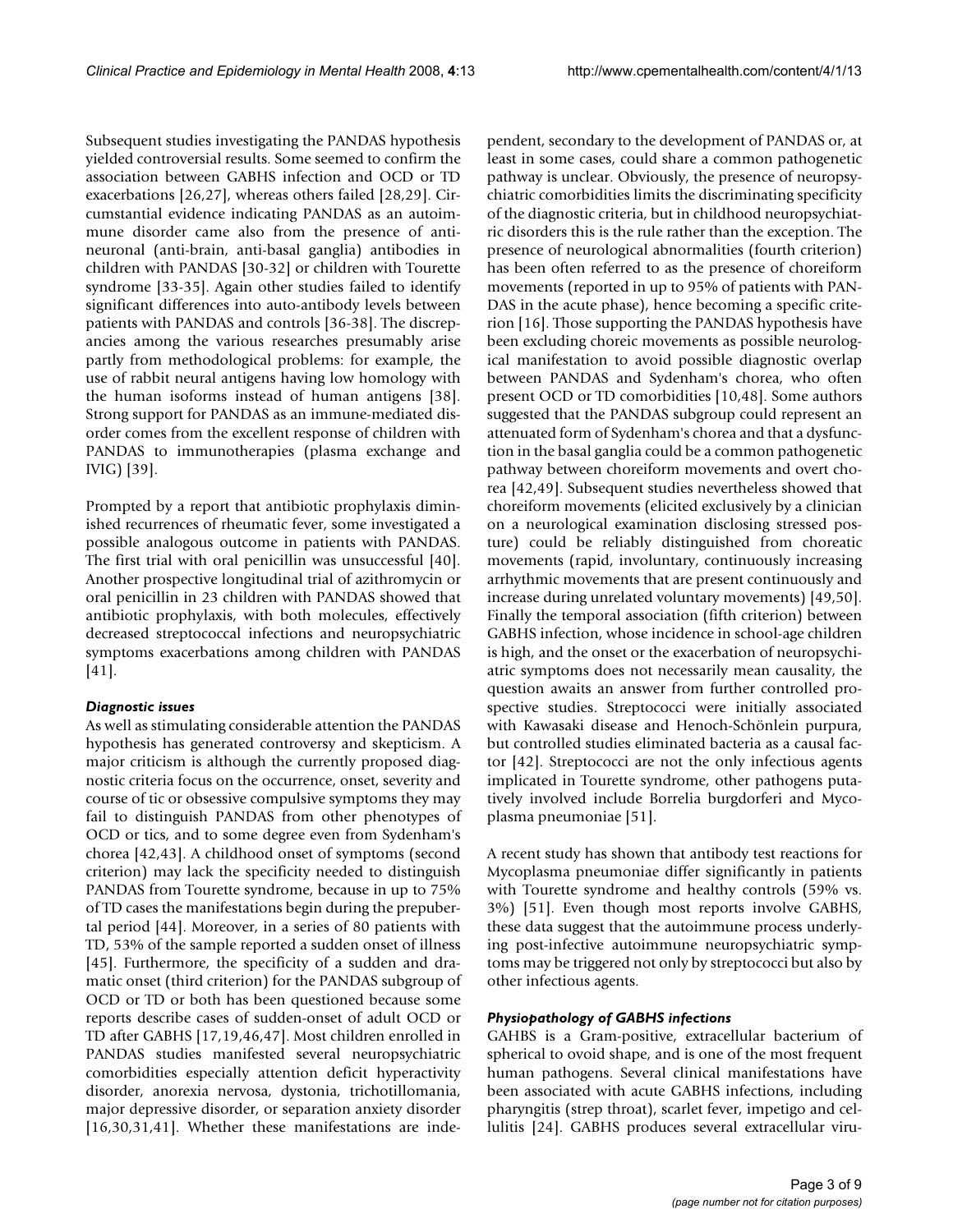Subsequent studies investigating the PANDAS hypothesis yielded controversial results. Some seemed to confirm the association between GABHS infection and OCD or TD exacerbations [26,27], whereas others failed [28,29]. Circumstantial evidence indicating PANDAS as an autoimmune disorder came also from the presence of anti-neuronal (anti-brain, anti-basal ganglia) antibodies in children with PANDAS [30-32] or children with Tourette syndrome [33-35]. Again other studies failed to identify significant differences into auto-antibody levels between patients with PANDAS and controls [36-38]. The discrepancies among the various researches presumably arise partly from methodological problems: for example, the use of rabbit neural antigens having low homology with the human isoforms instead of human antigens [38]. Strong support for PANDAS as an immune-mediated disorder comes from the excellent response of children with PANDAS to immunotherapies (plasma exchange and IVIG) [39].

Prompted by a report that antibiotic prophylaxis diminished recurrences of rheumatic fever, some investigated a possible analogous outcome in patients with PANDAS. The first trial with oral penicillin was unsuccessful [40]. Another prospective longitudinal trial of azithromycin or oral penicillin in 23 children with PANDAS showed that antibiotic prophylaxis, with both molecules, effectively decreased streptococcal infections and neuropsychiatric symptoms exacerbations among children with PANDAS [41].

### *Diagnostic issues*

As well as stimulating considerable attention the PANDAS hypothesis has generated controversy and skepticism. A major criticism is although the currently proposed diagnostic criteria focus on the occurrence, onset, severity and course of tic or obsessive compulsive symptoms they may fail to distinguish PANDAS from other phenotypes of OCD or tics, and to some degree even from Sydenham's chorea [42,43]. A childhood onset of symptoms (second criterion) may lack the specificity needed to distinguish PANDAS from Tourette syndrome, because in up to 75% of TD cases the manifestations begin during the prepubertal period [44]. Moreover, in a series of 80 patients with TD, 53% of the sample reported a sudden onset of illness [45]. Furthermore, the specificity of a sudden and dramatic onset (third criterion) for the PANDAS subgroup of OCD or TD or both has been questioned because some reports describe cases of sudden-onset of adult OCD or TD after GABHS [17,19,46,47]. Most children enrolled in PANDAS studies manifested several neuropsychiatric comorbidities especially attention deficit hyperactivity disorder, anorexia nervosa, dystonia, trichotillomania, major depressive disorder, or separation anxiety disorder [16,30,31,41]. Whether these manifestations are independent, secondary to the development of PANDAS or, at least in some cases, could share a common pathogenetic pathway is unclear. Obviously, the presence of neuropsychiatric comorbidities limits the discriminating specificity of the diagnostic criteria, but in childhood neuropsychiatric disorders this is the rule rather than the exception. The presence of neurological abnormalities (fourth criterion) has been often referred to as the presence of choreiform movements (reported in up to 95% of patients with PANDAS in the acute phase), hence becoming a specific criterion [16]. Those supporting the PANDAS hypothesis have been excluding choreic movements as possible neurological manifestation to avoid possible diagnostic overlap between PANDAS and Sydenham's chorea, who often present OCD or TD comorbidities [10,48]. Some authors suggested that the PANDAS subgroup could represent an attenuated form of Sydenham's chorea and that a dysfunction in the basal ganglia could be a common pathogenetic pathway between choreiform movements and overt chorea [42,49]. Subsequent studies nevertheless showed that choreiform movements (elicited exclusively by a clinician on a neurological examination disclosing stressed posture) could be reliably distinguished from choreatic movements (rapid, involuntary, continuously increasing arrhythmic movements that are present continuously and increase during unrelated voluntary movements) [49,50]. Finally the temporal association (fifth criterion) between GABHS infection, whose incidence in school-age children is high, and the onset or the exacerbation of neuropsychiatric symptoms does not necessarily mean causality, the question awaits an answer from further controlled prospective studies. Streptococci were initially associated with Kawasaki disease and Henoch-Schönlein purpura, but controlled studies eliminated bacteria as a causal factor [42]. Streptococci are not the only infectious agents implicated in Tourette syndrome, other pathogens putatively involved include Borrelia burgdorferi and Mycoplasma pneumoniae [51].

A recent study has shown that antibody test reactions for Mycoplasma pneumoniae differ significantly in patients with Tourette syndrome and healthy controls (59% vs. 3%) [51]. Even though most reports involve GABHS, these data suggest that the autoimmune process underlying post-infective autoimmune neuropsychiatric symptoms may be triggered not only by streptococci but also by other infectious agents.

### *Physiopathology of GABHS infections*

GAHBS is a Gram-positive, extracellular bacterium of spherical to ovoid shape, and is one of the most frequent human pathogens. Several clinical manifestations have been associated with acute GABHS infections, including pharyngitis (strep throat), scarlet fever, impetigo and cellulitis [24]. GABHS produces several extracellular viru-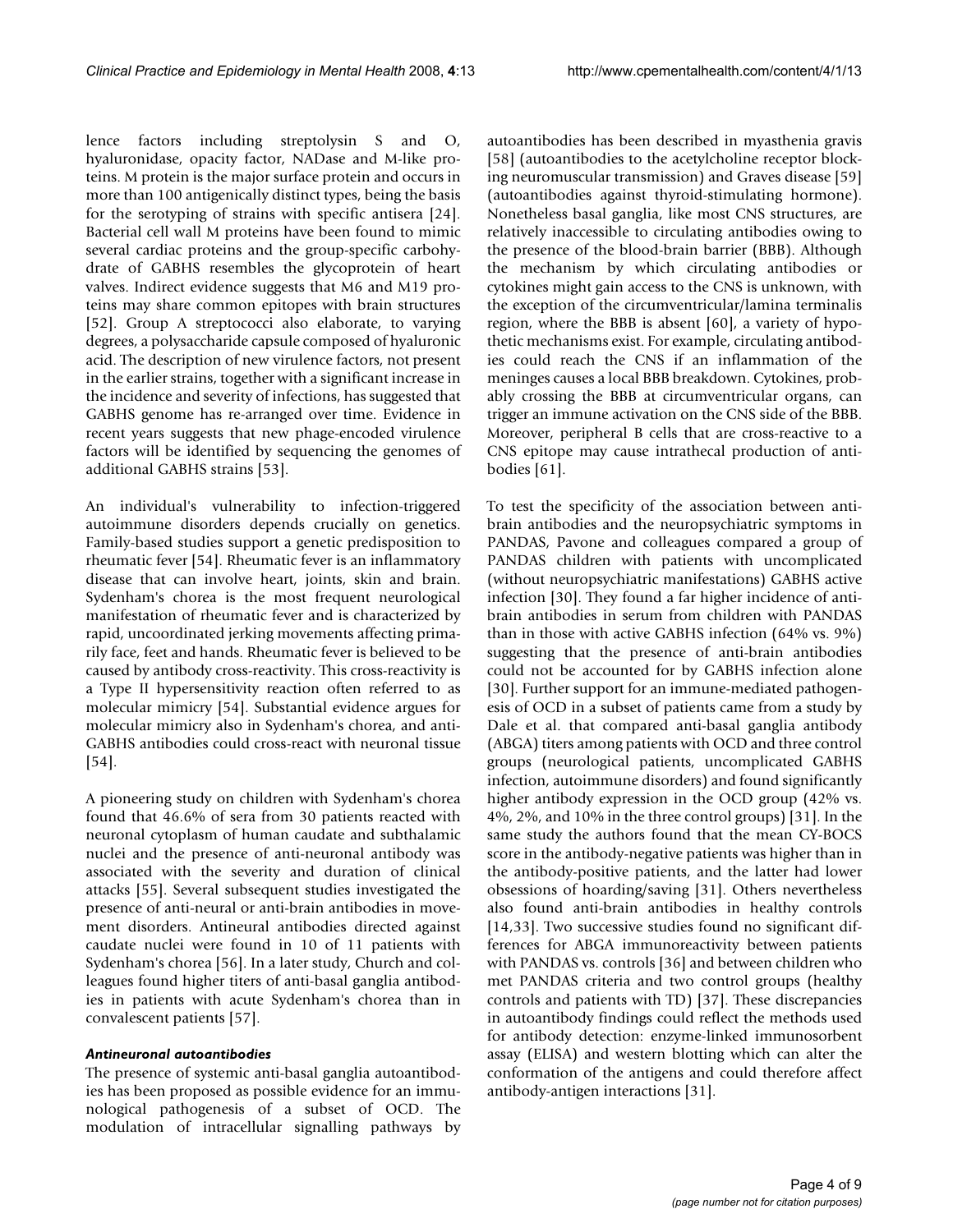lence factors including streptolysin S and O, hyaluronidase, opacity factor, NADase and M-like proteins. M protein is the major surface protein and occurs in more than 100 antigenically distinct types, being the basis for the serotyping of strains with specific antisera [24]. Bacterial cell wall M proteins have been found to mimic several cardiac proteins and the group-specific carbohydrate of GABHS resembles the glycoprotein of heart valves. Indirect evidence suggests that M6 and M19 proteins may share common epitopes with brain structures [52]. Group A streptococci also elaborate, to varying degrees, a polysaccharide capsule composed of hyaluronic acid. The description of new virulence factors, not present in the earlier strains, together with a significant increase in the incidence and severity of infections, has suggested that GABHS genome has re-arranged over time. Evidence in recent years suggests that new phage-encoded virulence factors will be identified by sequencing the genomes of additional GABHS strains [53].

An individual's vulnerability to infection-triggered autoimmune disorders depends crucially on genetics. Family-based studies support a genetic predisposition to rheumatic fever [54]. Rheumatic fever is an inflammatory disease that can involve heart, joints, skin and brain. Sydenham's chorea is the most frequent neurological manifestation of rheumatic fever and is characterized by rapid, uncoordinated jerking movements affecting primarily face, feet and hands. Rheumatic fever is believed to be caused by antibody cross-reactivity. This cross-reactivity is a Type II hypersensitivity reaction often referred to as molecular mimicry [54]. Substantial evidence argues for molecular mimicry also in Sydenham's chorea, and anti-GABHS antibodies could cross-react with neuronal tissue [54].

A pioneering study on children with Sydenham's chorea found that 46.6% of sera from 30 patients reacted with neuronal cytoplasm of human caudate and subthalamic nuclei and the presence of anti-neuronal antibody was associated with the severity and duration of clinical attacks [55]. Several subsequent studies investigated the presence of anti-neural or anti-brain antibodies in movement disorders. Antineural antibodies directed against caudate nuclei were found in 10 of 11 patients with Sydenham's chorea [56]. In a later study, Church and colleagues found higher titers of anti-basal ganglia antibodies in patients with acute Sydenham's chorea than in convalescent patients [57].

### *Antineuronal autoantibodies*

The presence of systemic anti-basal ganglia autoantibodies has been proposed as possible evidence for an immunological pathogenesis of a subset of OCD. The modulation of intracellular signalling pathways by autoantibodies has been described in myasthenia gravis [58] (autoantibodies to the acetylcholine receptor blocking neuromuscular transmission) and Graves disease [59] (autoantibodies against thyroid-stimulating hormone). Nonetheless basal ganglia, like most CNS structures, are relatively inaccessible to circulating antibodies owing to the presence of the blood-brain barrier (BBB). Although the mechanism by which circulating antibodies or cytokines might gain access to the CNS is unknown, with the exception of the circumventricular/lamina terminalis region, where the BBB is absent [60], a variety of hypothetic mechanisms exist. For example, circulating antibodies could reach the CNS if an inflammation of the meninges causes a local BBB breakdown. Cytokines, probably crossing the BBB at circumventricular organs, can trigger an immune activation on the CNS side of the BBB. Moreover, peripheral B cells that are cross-reactive to a CNS epitope may cause intrathecal production of antibodies [61].

To test the specificity of the association between anti-brain antibodies and the neuropsychiatric symptoms in PANDAS, Pavone and colleagues compared a group of PANDAS children with patients with uncomplicated (without neuropsychiatric manifestations) GABHS active infection [30]. They found a far higher incidence of anti-brain antibodies in serum from children with PANDAS than in those with active GABHS infection (64% vs. 9%) suggesting that the presence of anti-brain antibodies could not be accounted for by GABHS infection alone [30]. Further support for an immune-mediated pathogenesis of OCD in a subset of patients came from a study by Dale et al. that compared anti-basal ganglia antibody (ABGA) titers among patients with OCD and three control groups (neurological patients, uncomplicated GABHS infection, autoimmune disorders) and found significantly higher antibody expression in the OCD group (42% vs. 4%, 2%, and 10% in the three control groups) [31]. In the same study the authors found that the mean CY-BOCS score in the antibody-negative patients was higher than in the antibody-positive patients, and the latter had lower obsessions of hoarding/saving [31]. Others nevertheless also found anti-brain antibodies in healthy controls [14,33]. Two successive studies found no significant differences for ABGA immunoreactivity between patients with PANDAS vs. controls [36] and between children who met PANDAS criteria and two control groups (healthy controls and patients with TD) [37]. These discrepancies in autoantibody findings could reflect the methods used for antibody detection: enzyme-linked immunosorbent assay (ELISA) and western blotting which can alter the conformation of the antigens and could therefore affect antibody-antigen interactions [31].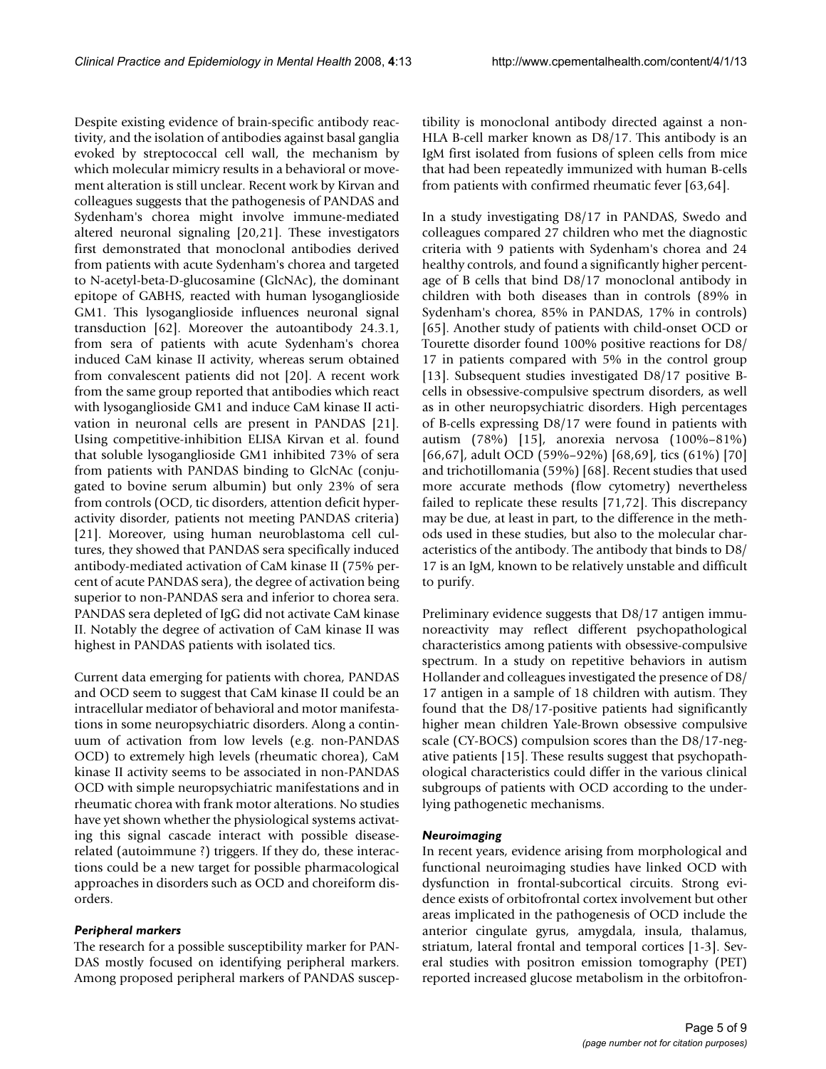Despite existing evidence of brain-specific antibody reactivity, and the isolation of antibodies against basal ganglia evoked by streptococcal cell wall, the mechanism by which molecular mimicry results in a behavioral or movement alteration is still unclear. Recent work by Kirvan and colleagues suggests that the pathogenesis of PANDAS and Sydenham's chorea might involve immune-mediated altered neuronal signaling [20,21]. These investigators first demonstrated that monoclonal antibodies derived from patients with acute Sydenham's chorea and targeted to N-acetyl-beta-D-glucosamine (GlcNAc), the dominant epitope of GABHS, reacted with human lysoganglioside GM1. This lysoganglioside influences neuronal signal transduction [62]. Moreover the autoantibody 24.3.1, from sera of patients with acute Sydenham's chorea induced CaM kinase II activity, whereas serum obtained from convalescent patients did not [20]. A recent work from the same group reported that antibodies which react with lysoganglioside GM1 and induce CaM kinase II activation in neuronal cells are present in PANDAS [21]. Using competitive-inhibition ELISA Kirvan et al. found that soluble lysoganglioside GM1 inhibited 73% of sera from patients with PANDAS binding to GlcNAc (conjugated to bovine serum albumin) but only 23% of sera from controls (OCD, tic disorders, attention deficit hyperactivity disorder, patients not meeting PANDAS criteria) [21]. Moreover, using human neuroblastoma cell cultures, they showed that PANDAS sera specifically induced antibody-mediated activation of CaM kinase II (75% percent of acute PANDAS sera), the degree of activation being superior to non-PANDAS sera and inferior to chorea sera. PANDAS sera depleted of IgG did not activate CaM kinase II. Notably the degree of activation of CaM kinase II was highest in PANDAS patients with isolated tics.

Current data emerging for patients with chorea, PANDAS and OCD seem to suggest that CaM kinase II could be an intracellular mediator of behavioral and motor manifestations in some neuropsychiatric disorders. Along a continuum of activation from low levels (e.g. non-PANDAS OCD) to extremely high levels (rheumatic chorea), CaM kinase II activity seems to be associated in non-PANDAS OCD with simple neuropsychiatric manifestations and in rheumatic chorea with frank motor alterations. No studies have yet shown whether the physiological systems activating this signal cascade interact with possible disease-related (autoimmune ?) triggers. If they do, these interactions could be a new target for possible pharmacological approaches in disorders such as OCD and choreiform disorders.

### *Peripheral markers*

The research for a possible susceptibility marker for PANDAS mostly focused on identifying peripheral markers. Among proposed peripheral markers of PANDAS susceptibility is monoclonal antibody directed against a non-HLA B-cell marker known as D8/17. This antibody is an IgM first isolated from fusions of spleen cells from mice that had been repeatedly immunized with human B-cells from patients with confirmed rheumatic fever [63,64].

In a study investigating D8/17 in PANDAS, Swedo and colleagues compared 27 children who met the diagnostic criteria with 9 patients with Sydenham's chorea and 24 healthy controls, and found a significantly higher percentage of B cells that bind D8/17 monoclonal antibody in children with both diseases than in controls (89% in Sydenham's chorea, 85% in PANDAS, 17% in controls) [65]. Another study of patients with child-onset OCD or Tourette disorder found 100% positive reactions for D8/17 in patients compared with 5% in the control group [13]. Subsequent studies investigated D8/17 positive B-cells in obsessive-compulsive spectrum disorders, as well as in other neuropsychiatric disorders. High percentages of B-cells expressing D8/17 were found in patients with autism (78%) [15], anorexia nervosa (100%–81%) [66,67], adult OCD (59%–92%) [68,69], tics (61%) [70] and trichotillomania (59%) [68]. Recent studies that used more accurate methods (flow cytometry) nevertheless failed to replicate these results [71,72]. This discrepancy may be due, at least in part, to the difference in the methods used in these studies, but also to the molecular characteristics of the antibody. The antibody that binds to D8/17 is an IgM, known to be relatively unstable and difficult to purify.

Preliminary evidence suggests that D8/17 antigen immunoreactivity may reflect different psychopathological characteristics among patients with obsessive-compulsive spectrum. In a study on repetitive behaviors in autism Hollander and colleagues investigated the presence of D8/17 antigen in a sample of 18 children with autism. They found that the D8/17-positive patients had significantly higher mean children Yale-Brown obsessive compulsive scale (CY-BOCS) compulsion scores than the D8/17-negative patients [15]. These results suggest that psychopathological characteristics could differ in the various clinical subgroups of patients with OCD according to the underlying pathogenetic mechanisms.

### *Neuroimaging*

In recent years, evidence arising from morphological and functional neuroimaging studies have linked OCD with dysfunction in frontal-subcortical circuits. Strong evidence exists of orbitofrontal cortex involvement but other areas implicated in the pathogenesis of OCD include the anterior cingulate gyrus, amygdala, insula, thalamus, striatum, lateral frontal and temporal cortices [1-3]. Several studies with positron emission tomography (PET) reported increased glucose metabolism in the orbitofron-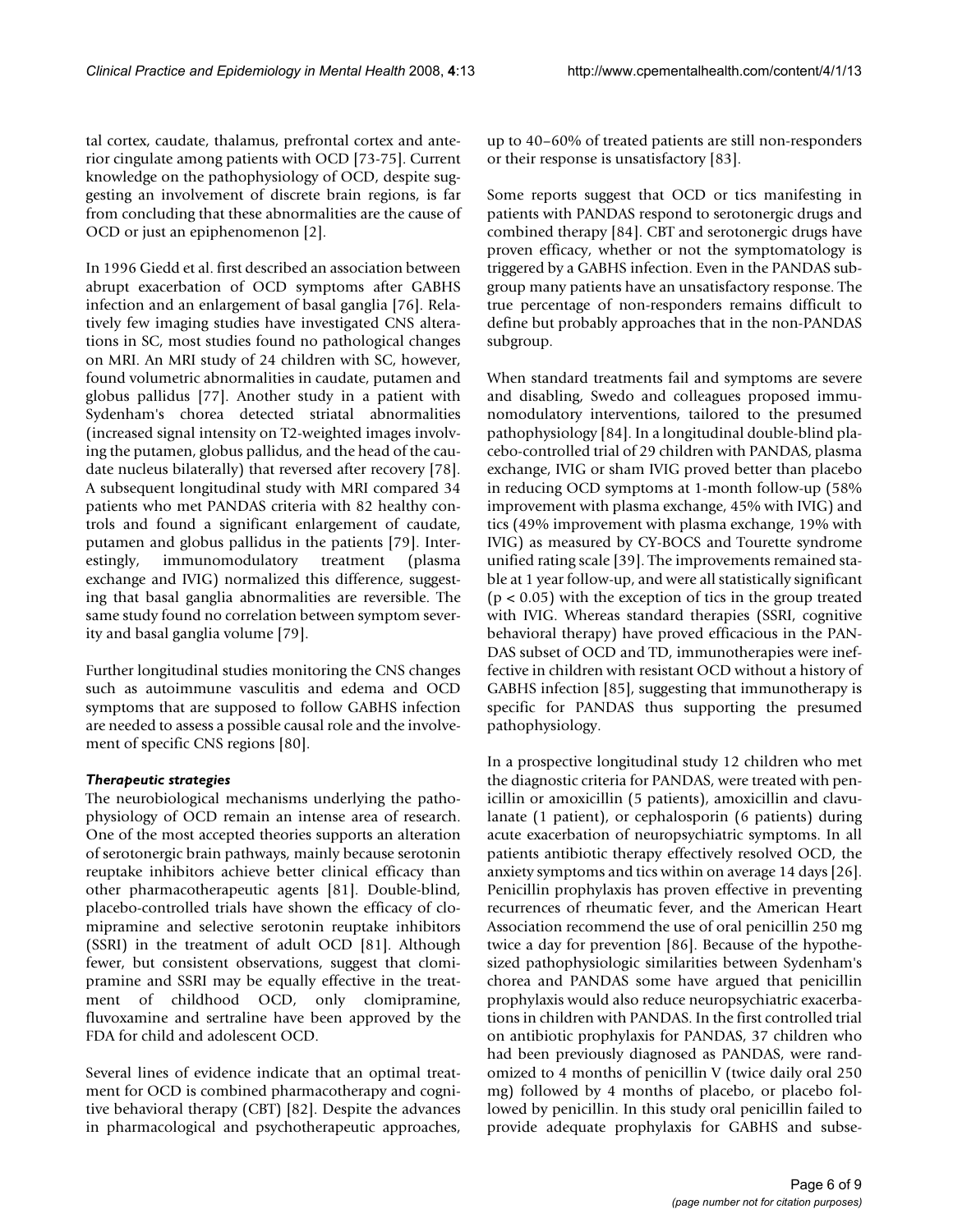tal cortex, caudate, thalamus, prefrontal cortex and anterior cingulate among patients with OCD [73-75]. Current knowledge on the pathophysiology of OCD, despite suggesting an involvement of discrete brain regions, is far from concluding that these abnormalities are the cause of OCD or just an epiphenomenon [2].

In 1996 Giedd et al. first described an association between abrupt exacerbation of OCD symptoms after GABHS infection and an enlargement of basal ganglia [76]. Relatively few imaging studies have investigated CNS alterations in SC, most studies found no pathological changes on MRI. An MRI study of 24 children with SC, however, found volumetric abnormalities in caudate, putamen and globus pallidus [77]. Another study in a patient with Sydenham's chorea detected striatal abnormalities (increased signal intensity on T2-weighted images involving the putamen, globus pallidus, and the head of the caudate nucleus bilaterally) that reversed after recovery [78]. A subsequent longitudinal study with MRI compared 34 patients who met PANDAS criteria with 82 healthy controls and found a significant enlargement of caudate, putamen and globus pallidus in the patients [79]. Interestingly, immunomodulatory treatment (plasma exchange and IVIG) normalized this difference, suggesting that basal ganglia abnormalities are reversible. The same study found no correlation between symptom severity and basal ganglia volume [79].

Further longitudinal studies monitoring the CNS changes such as autoimmune vasculitis and edema and OCD symptoms that are supposed to follow GABHS infection are needed to assess a possible causal role and the involvement of specific CNS regions [80].

### *Therapeutic strategies*

The neurobiological mechanisms underlying the pathophysiology of OCD remain an intense area of research. One of the most accepted theories supports an alteration of serotonergic brain pathways, mainly because serotonin reuptake inhibitors achieve better clinical efficacy than other pharmacotherapeutic agents [81]. Double-blind, placebo-controlled trials have shown the efficacy of clomipramine and selective serotonin reuptake inhibitors (SSRI) in the treatment of adult OCD [81]. Although fewer, but consistent observations, suggest that clomipramine and SSRI may be equally effective in the treatment of childhood OCD, only clomipramine, fluvoxamine and sertraline have been approved by the FDA for child and adolescent OCD.

Several lines of evidence indicate that an optimal treatment for OCD is combined pharmacotherapy and cognitive behavioral therapy (CBT) [82]. Despite the advances in pharmacological and psychotherapeutic approaches, up to 40–60% of treated patients are still non-responders or their response is unsatisfactory [83].

Some reports suggest that OCD or tics manifesting in patients with PANDAS respond to serotonergic drugs and combined therapy [84]. CBT and serotonergic drugs have proven efficacy, whether or not the symptomatology is triggered by a GABHS infection. Even in the PANDAS subgroup many patients have an unsatisfactory response. The true percentage of non-responders remains difficult to define but probably approaches that in the non-PANDAS subgroup.

When standard treatments fail and symptoms are severe and disabling, Swedo and colleagues proposed immunomodulatory interventions, tailored to the presumed pathophysiology [84]. In a longitudinal double-blind placebo-controlled trial of 29 children with PANDAS, plasma exchange, IVIG or sham IVIG proved better than placebo in reducing OCD symptoms at 1-month follow-up (58% improvement with plasma exchange, 45% with IVIG) and tics (49% improvement with plasma exchange, 19% with IVIG) as measured by CY-BOCS and Tourette syndrome unified rating scale [39]. The improvements remained stable at 1 year follow-up, and were all statistically significant ($p < 0.05$) with the exception of tics in the group treated with IVIG. Whereas standard therapies (SSRI, cognitive behavioral therapy) have proved efficacious in the PANDAS subset of OCD and TD, immunotherapies were ineffective in children with resistant OCD without a history of GABHS infection [85], suggesting that immunotherapy is specific for PANDAS thus supporting the presumed pathophysiology.

In a prospective longitudinal study 12 children who met the diagnostic criteria for PANDAS, were treated with penicillin or amoxicillin (5 patients), amoxicillin and clavulanate (1 patient), or cephalosporin (6 patients) during acute exacerbation of neuropsychiatric symptoms. In all patients antibiotic therapy effectively resolved OCD, the anxiety symptoms and tics within on average 14 days [26]. Penicillin prophylaxis has proven effective in preventing recurrences of rheumatic fever, and the American Heart Association recommend the use of oral penicillin 250 mg twice a day for prevention [86]. Because of the hypothesized pathophysiologic similarities between Sydenham's chorea and PANDAS some have argued that penicillin prophylaxis would also reduce neuropsychiatric exacerbations in children with PANDAS. In the first controlled trial on antibiotic prophylaxis for PANDAS, 37 children who had been previously diagnosed as PANDAS, were randomized to 4 months of penicillin V (twice daily oral 250 mg) followed by 4 months of placebo, or placebo followed by penicillin. In this study oral penicillin failed to provide adequate prophylaxis for GABHS and subse-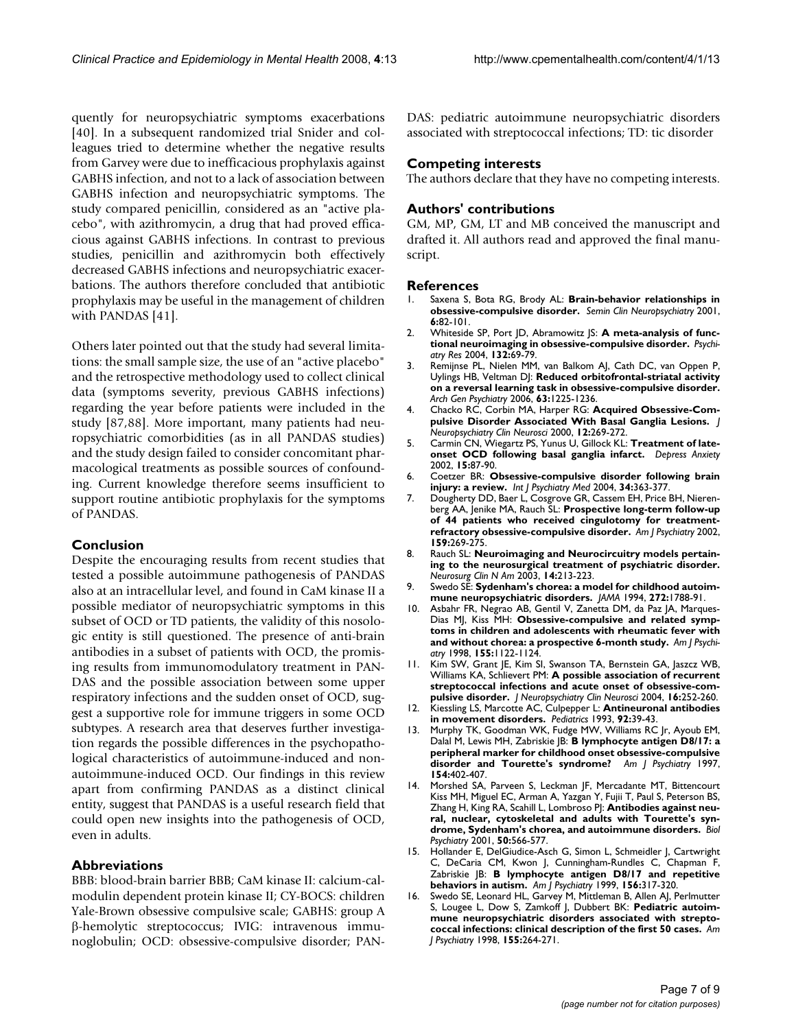quently for neuropsychiatric symptoms exacerbations [40]. In a subsequent randomized trial Snider and colleagues tried to determine whether the negative results from Garvey were due to inefficacious prophylaxis against GABHS infection, and not to a lack of association between GABHS infection and neuropsychiatric symptoms. The study compared penicillin, considered as an "active placebo", with azithromycin, a drug that had proved efficacious against GABHS infections. In contrast to previous studies, penicillin and azithromycin both effectively decreased GABHS infections and neuropsychiatric exacerbations. The authors therefore concluded that antibiotic prophylaxis may be useful in the management of children with PANDAS [41].

Others later pointed out that the study had several limitations: the small sample size, the use of an "active placebo" and the retrospective methodology used to collect clinical data (symptoms severity, previous GABHS infections) regarding the year before patients were included in the study [87,88]. More important, many patients had neuropsychiatric comorbidities (as in all PANDAS studies) and the study design failed to consider concomitant pharmacological treatments as possible sources of confounding. Current knowledge therefore seems insufficient to support routine antibiotic prophylaxis for the symptoms of PANDAS.

## Conclusion

Despite the encouraging results from recent studies that tested a possible autoimmune pathogenesis of PANDAS also at an intracellular level, and found in CaM kinase II a possible mediator of neuropsychiatric symptoms in this subset of OCD or TD patients, the validity of this nosologic entity is still questioned. The presence of anti-brain antibodies in a subset of patients with OCD, the promising results from immunomodulatory treatment in PANDAS and the possible association between some upper respiratory infections and the sudden onset of OCD, suggest a supportive role for immune triggers in some OCD subtypes. A research area that deserves further investigation regards the possible differences in the psychopathological characteristics of autoimmune-induced and non-autoimmune-induced OCD. Our findings in this review apart from confirming PANDAS as a distinct clinical entity, suggest that PANDAS is a useful research field that could open new insights into the pathogenesis of OCD, even in adults.

## Abbreviations

BBB: blood-brain barrier BBB; CaM kinase II: calcium-calmodulin dependent protein kinase II; CY-BOCS: children Yale-Brown obsessive compulsive scale; GABHS: group A β-hemolytic streptococcus; IVIG: intravenous immunoglobulin; OCD: obsessive-compulsive disorder; PANDAS: pediatric autoimmune neuropsychiatric disorders associated with streptococcal infections; TD: tic disorder

## Competing interests

The authors declare that they have no competing interests.

## Authors' contributions

GM, MP, GM, LT and MB conceived the manuscript and drafted it. All authors read and approved the final manuscript.

## References

1. Saxena S, Bota RG, Brody AL: **Brain-behavior relationships in obsessive-compulsive disorder.** *Semin Clin Neuropsychiatry* 2001, **6:**82-101.
2. Whiteside SP, Port JD, Abramowitz JS: **A meta-analysis of functional neuroimaging in obsessive-compulsive disorder.** *Psychiatry Res* 2004, **132:**69-79.
3. Remijnse PL, Nielen MM, van Balkom AJ, Cath DC, van Oppen P, Uylings HB, Veltman DJ: **Reduced orbitofrontal-striatal activity on a reversal learning task in obsessive-compulsive disorder.** *Arch Gen Psychiatry* 2006, **63:**1225-1236.
4. Chacko RC, Corbin MA, Harper RG: **Acquired Obsessive-Compulsive Disorder Associated With Basal Ganglia Lesions.** *J Neuropsychiatry Clin Neurosci* 2000, **12:**269-272.
5. Carmin CN, Wiegartz PS, Yunus U, Gillock KL: **Treatment of late-onset OCD following basal ganglia infarct.** *Depress Anxiety* 2002, **15:**87-90.
6. Coetzer BR: **Obsessive-compulsive disorder following brain injury: a review.** *Int J Psychiatry Med* 2004, **34:**363-377.
7. Dougherty DD, Baer L, Cosgrove GR, Cassem EH, Price BH, Nierenberg AA, Jenike MA, Rauch SL: **Prospective long-term follow-up of 44 patients who received cingulotomy for treatment-refractory obsessive-compulsive disorder.** *Am J Psychiatry* 2002, **159:**269-275.
8. Rauch SL: **Neuroimaging and Neurocircuitry models pertaining to the neurosurgical treatment of psychiatric disorder.** *Neurosurg Clin N Am* 2003, **14:**213-223.
9. Swedo SE: **Sydenham's chorea: a model for childhood autoimmune neuropsychiatric disorders.** *JAMA* 1994, **272:**1788-91.
10. Asbahr FR, Negrao AB, Gentil V, Zanetta DM, da Paz JA, Marques-Dias MJ, Kiss MH: **Obsessive-compulsive and related symptoms in children and adolescents with rheumatic fever with and without chorea: a prospective 6-month study.** *Am J Psychiatry* 1998, **155:**1122-1124.
11. Kim SW, Grant JE, Kim SI, Swanson TA, Bernstein GA, Jaszcz WB, Williams KA, Schlievert PM: **A possible association of recurrent streptococcal infections and acute onset of obsessive-compulsive disorder.** *J Neuropsychiatry Clin Neurosci* 2004, **16:**252-260.
12. Kiessling LS, Marcotte AC, Culpepper L: **Antineuronal antibodies in movement disorders.** *Pediatrics* 1993, **92:**39-43.
13. Murphy TK, Goodman WK, Fudge MW, Williams RC Jr, Ayoub EM, Dalal M, Lewis MH, Zabriskie JB: **B lymphocyte antigen D8/17: a peripheral marker for childhood onset obsessive-compulsive disorder and Tourette's syndrome?** *Am J Psychiatry* 1997, **154:**402-407.
14. Morshed SA, Parveen S, Leckman JF, Mercadante MT, Bittencourt Kiss MH, Miguel EC, Arman A, Yazgan Y, Fujii T, Paul S, Peterson BS, Zhang H, King RA, Scahill L, Lombroso PJ: **Antibodies against neural, nuclear, cytoskeletal and adults with Tourette's syndrome, Sydenham's chorea, and autoimmune disorders.** *Biol Psychiatry* 2001, **50:**566-577.
15. Hollander E, DelGiudice-Asch G, Simon L, Schmeidler J, Cartwright C, DeCaria CM, Kwon J, Cunningham-Rundles C, Chapman F, Zabriskie JB: **B lymphocyte antigen D8/17 and repetitive behaviors in autism.** *Am J Psychiatry* 1999, **156:**317-320.
16. Swedo SE, Leonard HL, Garvey M, Mittleman B, Allen AJ, Perlmutter S, Lougee L, Dow S, Zamkoff J, Dubbert BK: **Pediatric autoimmune neuropsychiatric disorders associated with streptococcal infections: clinical description of the first 50 cases.** *Am J Psychiatry* 1998, **155:**264-271.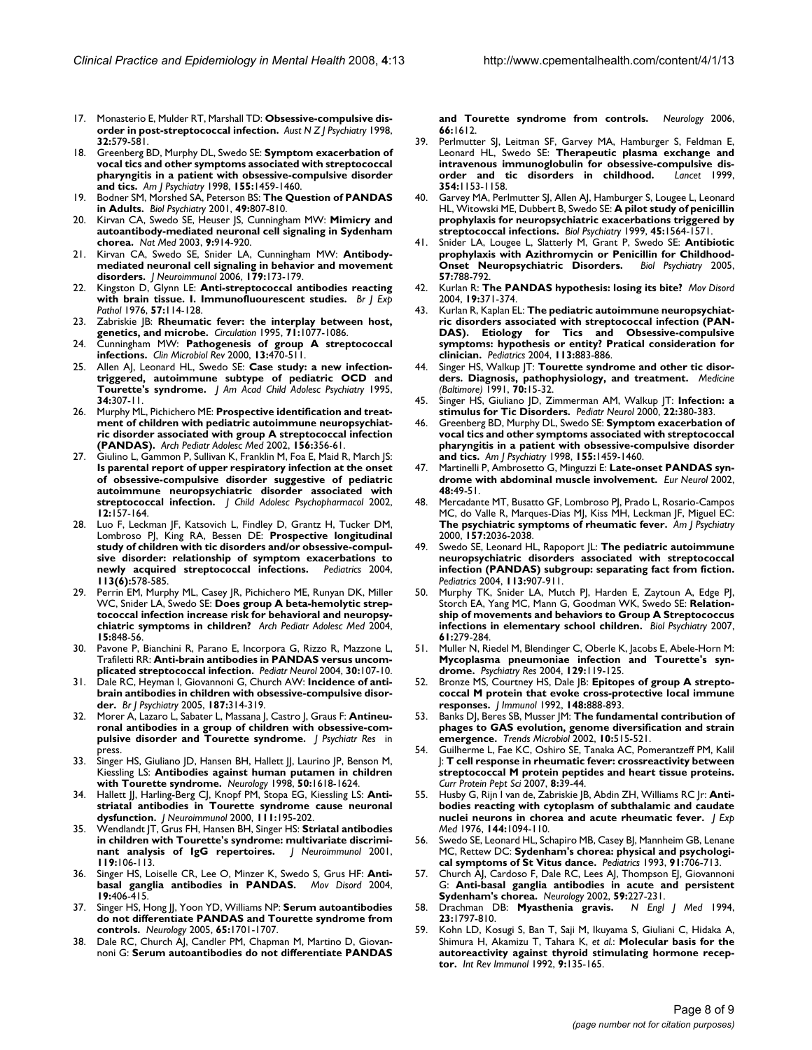17. Monasterio E, Mulder RT, Marshall TD: **Obsessive-compulsive disorder in post-streptococcal infection.** *Aust N Z J Psychiatry* 1998, **32:**579-581.
18. Greenberg BD, Murphy DL, Swedo SE: **Symptom exacerbation of vocal tics and other symptoms associated with streptococcal pharyngitis in a patient with obsessive-compulsive disorder and tics.** *Am J Psychiatry* 1998, **155:**1459-1460.
19. Bodner SM, Morshed SA, Peterson BS: **The Question of PANDAS in Adults.** *Biol Psychiatry* 2001, **49:**807-810.
20. Kirvan CA, Swedo SE, Heuser JS, Cunningham MW: **Mimicry and autoantibody-mediated neuronal cell signaling in Sydenham chorea.** *Nat Med* 2003, **9:**914-920.
21. Kirvan CA, Swedo SE, Snider LA, Cunningham MW: **Antibody-mediated neuronal cell signaling in behavior and movement disorders.** *J Neuroimmunol* 2006, **179:**173-179.
22. Kingston D, Glynn LE: **Anti-streptococcal antibodies reacting with brain tissue. I. Immunofluourescent studies.** *Br J Exp Pathol* 1976, **57:**114-128.
23. Zabriskie JB: **Rheumatic fever: the interplay between host, genetics, and microbe.** *Circulation* 1995, **71:**1077-1086.
24. Cunningham MW: **Pathogenesis of group A streptococcal infections.** *Clin Microbiol Rev* 2000, **13:**470-511.
25. Allen AJ, Leonard HL, Swedo SE: **Case study: a new infection-triggered, autoimmune subtype of pediatric OCD and Tourette's syndrome.** *J Am Acad Child Adolesc Psychiatry* 1995, **34:**307-11.
26. Murphy ML, Pichichero ME: **Prospective identification and treatment of children with pediatric autoimmune neuropsychiatric disorder associated with group A streptococcal infection (PANDAS).** *Arch Pediatr Adolesc Med* 2002, **156:**356-61.
27. Giulino L, Gammon P, Sullivan K, Franklin M, Foa E, Maid R, March JS: **Is parental report of upper respiratory infection at the onset of obsessive-compulsive disorder suggestive of pediatric autoimmune neuropsychiatric disorder associated with streptococcal infection.** *J Child Adolesc Psychopharmacol* 2002, **12:**157-164.
28. Luo F, Leckman JF, Katsovich L, Findley D, Grantz H, Tucker DM, Lombroso PJ, King RA, Bessen DE: **Prospective longitudinal study of children with tic disorders and/or obsessive-compulsive disorder: relationship of symptom exacerbations to newly acquired streptococcal infections.** *Pediatrics* 2004, **113(6):**578-585.
29. Perrin EM, Murphy ML, Casey JR, Pichichero ME, Runyan DK, Miller WC, Snider LA, Swedo SE: **Does group A beta-hemolytic streptococcal infection increase risk for behavioral and neuropsychiatric symptoms in children?** *Arch Pediatr Adolesc Med* 2004, **15:**848-56.
30. Pavone P, Bianchini R, Parano E, Incorpora G, Rizzo R, Mazzone L, Trafiletti RR: **Anti-brain antibodies in PANDAS versus uncomplicated streptococcal infection.** *Pediatr Neurol* 2004, **30:**107-10.
31. Dale RC, Heyman I, Giovannoni G, Church AW: **Incidence of anti-brain antibodies in children with obsessive-compulsive disorder.** *Br J Psychiatry* 2005, **187:**314-319.
32. Morer A, Lazaro L, Sabater L, Massana J, Castro J, Graus F: **Antineuronal antibodies in a group of children with obsessive-compulsive disorder and Tourette syndrome.** *J Psychiatr Res* in press.
33. Singer HS, Giuliano JD, Hansen BH, Hallett JJ, Laurino JP, Benson M, Kiessling LS: **Antibodies against human putamen in children with Tourette syndrome.** *Neurology* 1998, **50:**1618-1624.
34. Hallett JJ, Harling-Berg CJ, Knopf PM, Stopa EG, Kiessling LS: **Anti-striatal antibodies in Tourette syndrome cause neuronal dysfunction.** *J Neuroimmunol* 2000, **111:**195-202.
35. Wendlandt JT, Grus FH, Hansen BH, Singer HS: **Striatal antibodies in children with Tourette's syndrome: multivariate discriminant analysis of IgG repertoires.** *J Neuroimmunol* 2001, **119:**106-113.
36. Singer HS, Loiselle CR, Lee O, Minzer K, Swedo S, Grus HF: **Anti-basal ganglia antibodies in PANDAS.** *Mov Disord* 2004, **19:**406-415.
37. Singer HS, Hong JJ, Yoon YD, Williams NP: **Serum autoantibodies do not differentiate PANDAS and Tourette syndrome from controls.** *Neurology* 2005, **65:**1701-1707.
38. Dale RC, Church AJ, Candler PM, Chapman M, Martino D, Giovannoni G: **Serum autoantibodies do not differentiate PANDAS and Tourette syndrome from controls.** *Neurology* 2006, **66:**1612.
39. Perlmutter SJ, Leitman SF, Garvey MA, Hamburger S, Feldman E, Leonard HL, Swedo SE: **Therapeutic plasma exchange and intravenous immunoglobulin for obsessive-compulsive disorder and tic disorders in childhood.** *Lancet* 1999, **354:**1153-1158.
40. Garvey MA, Perlmutter SJ, Allen AJ, Hamburger S, Lougee L, Leonard HL, Witowski ME, Dubbert B, Swedo SE: **A pilot study of penicillin prophylaxis for neuropsychiatric exacerbations triggered by streptococcal infections.** *Biol Psychiatry* 1999, **45:**1564-1571.
41. Snider LA, Lougee L, Slatterly M, Grant P, Swedo SE: **Antibiotic prophylaxis with Azithromycin or Penicillin for Childhood-Onset Neuropsychiatric Disorders.** *Biol Psychiatry* 2005, **57:**788-792.
42. Kurlan R: **The PANDAS hypothesis: losing its bite?** *Mov Disord* 2004, **19:**371-374.
43. Kurlan R, Kaplan EL: **The pediatric autoimmune neuropsychiatric disorders associated with streptococcal infection (PANDAS). Etiology for Tics and Obsessive-compulsive symptoms: hypothesis or entity? Pratical consideration for clinician.** *Pediatrics* 2004, **113:**883-886.
44. Singer HS, Walkup JT: **Tourette syndrome and other tic disorders. Diagnosis, pathophysiology, and treatment.** *Medicine (Baltimore)* 1991, **70:**15-32.
45. Singer HS, Giuliano JD, Zimmerman AM, Walkup JT: **Infection: a stimulus for Tic Disorders.** *Pediatr Neurol* 2000, **22:**380-383.
46. Greenberg BD, Murphy DL, Swedo SE: **Symptom exacerbation of vocal tics and other symptoms associated with streptococcal pharyngitis in a patient with obsessive-compulsive disorder and tics.** *Am J Psychiatry* 1998, **155:**1459-1460.
47. Martinelli P, Ambrosetto G, Minguzzi E: **Late-onset PANDAS syndrome with abdominal muscle involvement.** *Eur Neurol* 2002, **48:**49-51.
48. Mercadante MT, Busatto GF, Lombroso PJ, Prado L, Rosario-Campos MC, do Valle R, Marques-Dias MJ, Kiss MH, Leckman JF, Miguel EC: **The psychiatric symptoms of rheumatic fever.** *Am J Psychiatry* 2000, **157:**2036-2038.
49. Swedo SE, Leonard HL, Rapoport JL: **The pediatric autoimmune neuropsychiatric disorders associated with streptococcal infection (PANDAS) subgroup: separating fact from fiction.** *Pediatrics* 2004, **113:**907-911.
50. Murphy TK, Snider LA, Mutch PJ, Harden E, Zaytoun A, Edge PJ, Storch EA, Yang MC, Mann G, Goodman WK, Swedo SE: **Relationship of movements and behaviors to Group A Streptococcus infections in elementary school children.** *Biol Psychiatry* 2007, **61:**279-284.
51. Muller N, Riedel M, Blendinger C, Oberle K, Jacobs E, Abele-Horn M: **Mycoplasma pneumoniae infection and Tourette's syndrome.** *Psychiatry Res* 2004, **129:**119-125.
52. Bronze MS, Courtney HS, Dale JB: **Epitopes of group A streptococcal M protein that evoke cross-protective local immune responses.** *J Immunol* 1992, **148:**888-893.
53. Banks DJ, Beres SB, Musser JM: **The fundamental contribution of phages to GAS evolution, genome diversification and strain emergence.** *Trends Microbiol* 2002, **10:**515-521.
54. Guilherme L, Fae KC, Oshiro SE, Tanaka AC, Pomerantzeff PM, Kalil J: **T cell response in rheumatic fever: crossreactivity between streptococcal M protein peptides and heart tissue proteins.** *Curr Protein Pept Sci* 2007, **8:**39-44.
55. Husby G, Rijn I van de, Zabriskie JB, Abdin ZH, Williams RC Jr: **Antibodies reacting with cytoplasm of subthalamic and caudate nuclei neurons in chorea and acute rheumatic fever.** *J Exp Med* 1976, **144:**1094-110.
56. Swedo SE, Leonard HL, Schapiro MB, Casey BJ, Mannheim GB, Lenane MC, Rettew DC: **Sydenham's chorea: physical and psychological symptoms of St Vitus dance.** *Pediatrics* 1993, **91:**706-713.
57. Church AJ, Cardoso F, Dale RC, Lees AJ, Thompson EJ, Giovannoni G: **Anti-basal ganglia antibodies in acute and persistent Sydenham's chorea.** *Neurology* 2002, **59:**227-231.
58. Drachman DB: **Myasthenia gravis.** *N Engl J Med* 1994, **23:**1797-810.
59. Kohn LD, Kosugi S, Ban T, Saji M, Ikuyama S, Giuliani C, Hidaka A, Shimura H, Akamizu T, Tahara K, *et al.*: **Molecular basis for the autoreactivity against thyroid stimulating hormone receptor.** *Int Rev Immunol* 1992, **9:**135-165.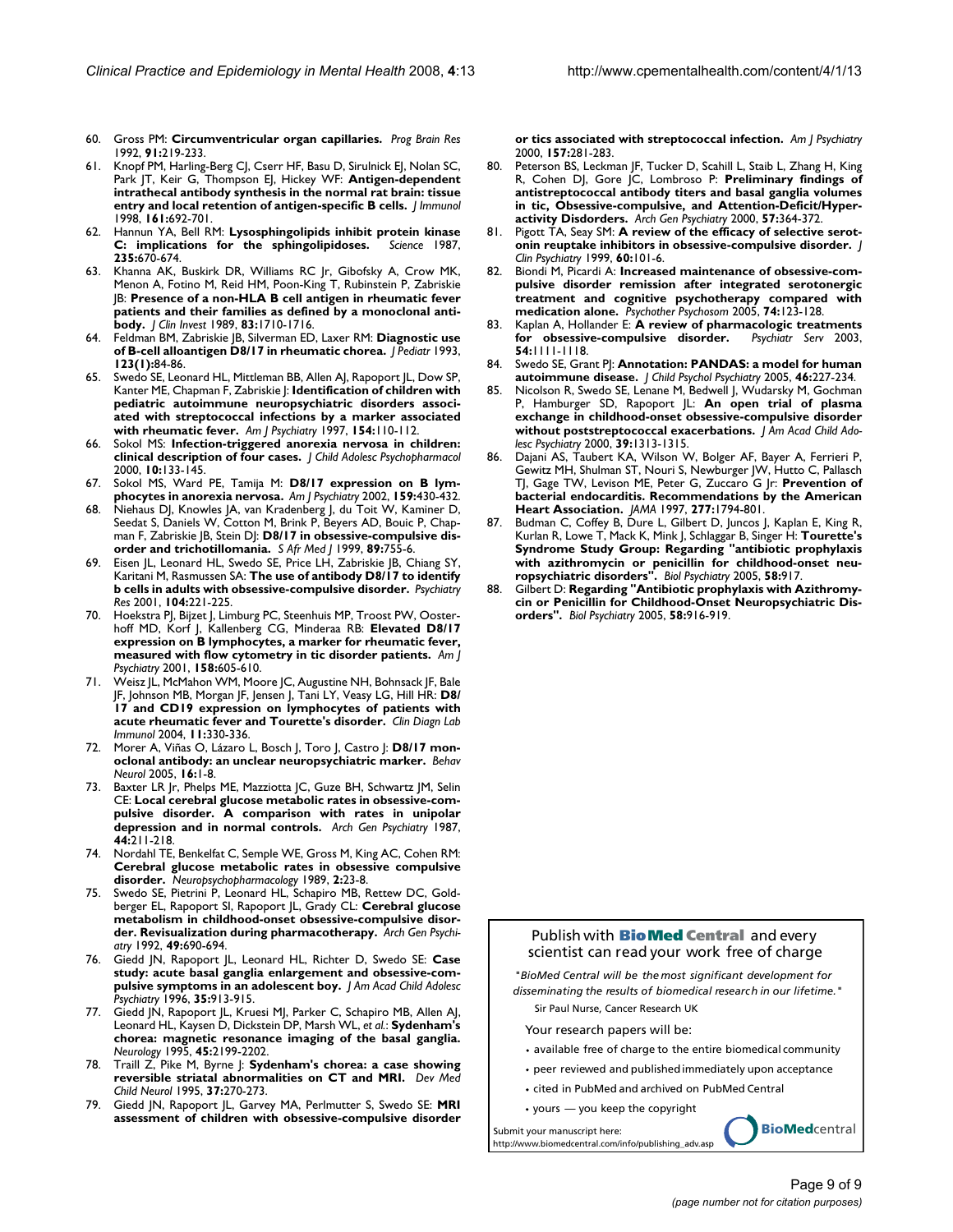60. Gross PM: **Circumventricular organ capillaries.** *Prog Brain Res* 1992, **91:**219-233.
61. Knopf PM, Harling-Berg CJ, Cserr HF, Basu D, Sirulnick EJ, Nolan SC, Park JT, Keir G, Thompson EJ, Hickey WF: **Antigen-dependent intrathecal antibody synthesis in the normal rat brain: tissue entry and local retention of antigen-specific B cells.** *J Immunol* 1998, **161:**692-701.
62. Hannun YA, Bell RM: **Lysosphingolipids inhibit protein kinase C: implications for the sphingolipidoses.** *Science* 1987, **235:**670-674.
63. Khanna AK, Buskirk DR, Williams RC Jr, Gibofsky A, Crow MK, Menon A, Fotino M, Reid HM, Poon-King T, Rubinstein P, Zabriskie JB: **Presence of a non-HLA B cell antigen in rheumatic fever patients and their families as defined by a monoclonal antibody.** *J Clin Invest* 1989, **83:**1710-1716.
64. Feldman BM, Zabriskie JB, Silverman ED, Laxer RM: **Diagnostic use of B-cell alloantigen D8/17 in rheumatic chorea.** *J Pediatr* 1993, **123(1):**84-86.
65. Swedo SE, Leonard HL, Mittleman BB, Allen AJ, Rapoport JL, Dow SP, Kanter ME, Chapman F, Zabriskie J: **Identification of children with pediatric autoimmune neuropsychiatric disorders associated with streptococcal infections by a marker associated with rheumatic fever.** *Am J Psychiatry* 1997, **154:**110-112.
66. Sokol MS: **Infection-triggered anorexia nervosa in children: clinical description of four cases.** *J Child Adolesc Psychopharmacol* 2000, **10:**133-145.
67. Sokol MS, Ward PE, Tamija M: **D8/17 expression on B lymphocytes in anorexia nervosa.** *Am J Psychiatry* 2002, **159:**430-432.
68. Niehaus DJ, Knowles JA, van Kradenberg J, du Toit W, Kaminer D, Seedat S, Daniels W, Cotton M, Brink P, Beyers AD, Bouic P, Chapman F, Zabriskie JB, Stein DJ: **D8/17 in obsessive-compulsive disorder and trichotillomania.** *S Afr Med J* 1999, **89:**755-6.
69. Eisen JL, Leonard HL, Swedo SE, Price LH, Zabriskie JB, Chiang SY, Karitani M, Rasmussen SA: **The use of antibody D8/17 to identify b cells in adults with obsessive-compulsive disorder.** *Psychiatry Res* 2001, **104:**221-225.
70. Hoekstra PJ, Bijzet J, Limburg PC, Steenhuis MP, Troost PW, Oosterhoff MD, Korf J, Kallenberg CG, Minderaa RB: **Elevated D8/17 expression on B lymphocytes, a marker for rheumatic fever, measured with flow cytometry in tic disorder patients.** *Am J Psychiatry* 2001, **158:**605-610.
71. Weisz JL, McMahon WM, Moore JC, Augustine NH, Bohnsack JF, Bale JF, Johnson MB, Morgan JF, Jensen J, Tani LY, Veasy LG, Hill HR: **D8/17 and CD19 expression on lymphocytes of patients with acute rheumatic fever and Tourette's disorder.** *Clin Diagn Lab Immunol* 2004, **11:**330-336.
72. Morer A, Viñas O, Lázaro L, Bosch J, Toro J, Castro J: **D8/17 monoclonal antibody: an unclear neuropsychiatric marker.** *Behav Neurol* 2005, **16:**1-8.
73. Baxter LR Jr, Phelps ME, Mazziotta JC, Guze BH, Schwartz JM, Selin CE: **Local cerebral glucose metabolic rates in obsessive-compulsive disorder. A comparison with rates in unipolar depression and in normal controls.** *Arch Gen Psychiatry* 1987, **44:**211-218.
74. Nordahl TE, Benkelfat C, Semple WE, Gross M, King AC, Cohen RM: **Cerebral glucose metabolic rates in obsessive compulsive disorder.** *Neuropsychopharmacology* 1989, **2:**23-8.
75. Swedo SE, Pietrini P, Leonard HL, Schapiro MB, Rettew DC, Goldberger EL, Rapoport SI, Rapoport JL, Grady CL: **Cerebral glucose metabolism in childhood-onset obsessive-compulsive disorder. Revisualization during pharmacotherapy.** *Arch Gen Psychiatry* 1992, **49:**690-694.
76. Giedd JN, Rapoport JL, Leonard HL, Richter D, Swedo SE: **Case study: acute basal ganglia enlargement and obsessive-compulsive symptoms in an adolescent boy.** *J Am Acad Child Adolesc Psychiatry* 1996, **35:**913-915.
77. Giedd JN, Rapoport JL, Kruesi MJ, Parker C, Schapiro MB, Allen AJ, Leonard HL, Kaysen D, Dickstein DP, Marsh WL, *et al.*: **Sydenham's chorea: magnetic resonance imaging of the basal ganglia.** *Neurology* 1995, **45:**2199-2202.
78. Traill Z, Pike M, Byrne J: **Sydenham's chorea: a case showing reversible striatal abnormalities on CT and MRI.** *Dev Med Child Neurol* 1995, **37:**270-273.
79. Giedd JN, Rapoport JL, Garvey MA, Perlmutter S, Swedo SE: **MRI assessment of children with obsessive-compulsive disorder or tics associated with streptococcal infection.** *Am J Psychiatry* 2000, **157:**281-283.
80. Peterson BS, Leckman JF, Tucker D, Scahill L, Staib L, Zhang H, King R, Cohen DJ, Gore JC, Lombroso P: **Preliminary findings of antistreptococcal antibody titers and basal ganglia volumes in tic, Obsessive-compulsive, and Attention-Deficit/Hyperactivity Disorders.** *Arch Gen Psychiatry* 2000, **57:**364-372.
81. Pigott TA, Seay SM: **A review of the efficacy of selective serotonin reuptake inhibitors in obsessive-compulsive disorder.** *J Clin Psychiatry* 1999, **60:**101-6.
82. Biondi M, Picardi A: **Increased maintenance of obsessive-compulsive disorder remission after integrated serotonergic treatment and cognitive psychotherapy compared with medication alone.** *Psychother Psychosom* 2005, **74:**123-128.
83. Kaplan A, Hollander E: **A review of pharmacologic treatments for obsessive-compulsive disorder.** *Psychiatr Serv* 2003, **54:**1111-1118.
84. Swedo SE, Grant PJ: **Annotation: PANDAS: a model for human autoimmune disease.** *J Child Psychol Psychiatry* 2005, **46:**227-234.
85. Nicolson R, Swedo SE, Lenane M, Bedwell J, Wudarsky M, Gochman P, Hamburger SD, Rapoport JL: **An open trial of plasma exchange in childhood-onset obsessive-compulsive disorder without poststreptococcal exacerbations.** *J Am Acad Child Adolesc Psychiatry* 2000, **39:**1313-1315.
86. Dajani AS, Taubert KA, Wilson W, Bolger AF, Bayer A, Ferrieri P, Gewitz MH, Shulman ST, Nouri S, Newburger JW, Hutto C, Pallasch TJ, Gage TW, Levison ME, Peter G, Zuccaro G Jr: **Prevention of bacterial endocarditis. Recommendations by the American Heart Association.** *JAMA* 1997, **277:**1794-801.
87. Budman C, Coffey B, Dure L, Gilbert D, Juncos J, Kaplan E, King R, Kurlan R, Lowe T, Mack K, Mink J, Schlaggar B, Singer H: **Tourette's Syndrome Study Group: Regarding "antibiotic prophylaxis with azithromycin or penicillin for childhood-onset neuropsychiatric disorders".** *Biol Psychiatry* 2005, **58:**917.
88. Gilbert D: **Regarding "Antibiotic prophylaxis with Azithromycin or Penicillin for Childhood-Onset Neuropsychiatric Disorders".** *Biol Psychiatry* 2005, **58:**916-919.

Publish with **BioMed Central** and every scientist can read your work free of charge

*"BioMed Central will be the most significant development for disseminating the results of biomedical research in our lifetime."*
Sir Paul Nurse, Cancer Research UK

Your research papers will be:

- available free of charge to the entire biomedical community
- peer reviewed and published immediately upon acceptance
- cited in PubMed and archived on PubMed Central
- yours — you keep the copyright

Submit your manuscript here:
http://www.biomedcentral.com/info/publishing_adv.asp

BioMedcentral